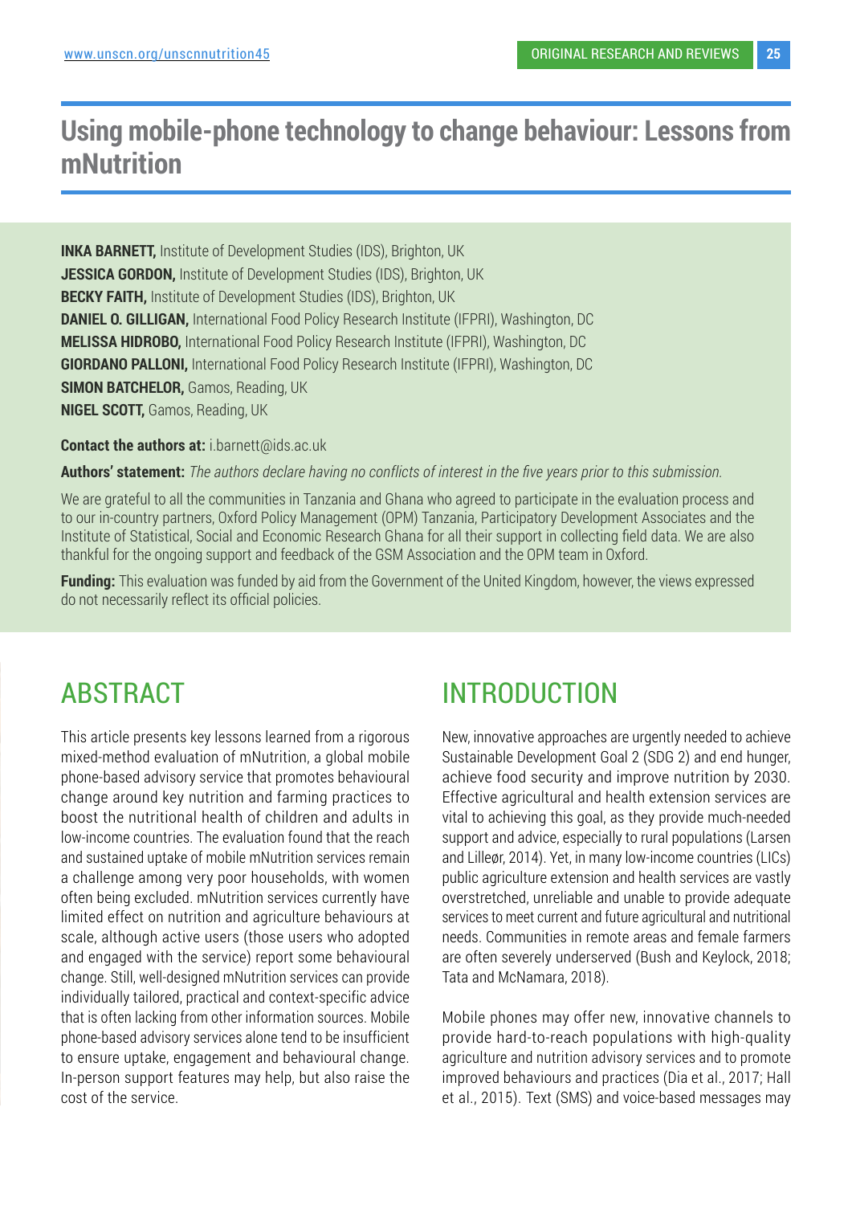# Using mobile-phone technology to change behaviour: Lessons from mNutrition

**INKA BARNETT,** Institute of Development Studies (IDS), Brighton, UK
**JESSICA GORDON,** Institute of Development Studies (IDS), Brighton, UK
**BECKY FAITH,** Institute of Development Studies (IDS), Brighton, UK
**DANIEL O. GILLIGAN,** International Food Policy Research Institute (IFPRI), Washington, DC
**MELISSA HIDROBO,** International Food Policy Research Institute (IFPRI), Washington, DC
**GIORDANO PALLONI,** International Food Policy Research Institute (IFPRI), Washington, DC
**SIMON BATCHELOR,** Gamos, Reading, UK
**NIGEL SCOTT,** Gamos, Reading, UK

**Contact the authors at:** i.barnett@ids.ac.uk

**Authors' statement:** *The authors declare having no conflicts of interest in the five years prior to this submission.*

We are grateful to all the communities in Tanzania and Ghana who agreed to participate in the evaluation process and to our in-country partners, Oxford Policy Management (OPM) Tanzania, Participatory Development Associates and the Institute of Statistical, Social and Economic Research Ghana for all their support in collecting field data. We are also thankful for the ongoing support and feedback of the GSM Association and the OPM team in Oxford.

**Funding:** This evaluation was funded by aid from the Government of the United Kingdom, however, the views expressed do not necessarily reflect its official policies.

## ABSTRACT

This article presents key lessons learned from a rigorous mixed-method evaluation of mNutrition, a global mobile phone-based advisory service that promotes behavioural change around key nutrition and farming practices to boost the nutritional health of children and adults in low-income countries. The evaluation found that the reach and sustained uptake of mobile mNutrition services remain a challenge among very poor households, with women often being excluded. mNutrition services currently have limited effect on nutrition and agriculture behaviours at scale, although active users (those users who adopted and engaged with the service) report some behavioural change. Still, well-designed mNutrition services can provide individually tailored, practical and context-specific advice that is often lacking from other information sources. Mobile phone-based advisory services alone tend to be insufficient to ensure uptake, engagement and behavioural change. In-person support features may help, but also raise the cost of the service.

## INTRODUCTION

New, innovative approaches are urgently needed to achieve Sustainable Development Goal 2 (SDG 2) and end hunger, achieve food security and improve nutrition by 2030. Effective agricultural and health extension services are vital to achieving this goal, as they provide much-needed support and advice, especially to rural populations (Larsen and Lilleør, 2014). Yet, in many low-income countries (LICs) public agriculture extension and health services are vastly overstretched, unreliable and unable to provide adequate services to meet current and future agricultural and nutritional needs. Communities in remote areas and female farmers are often severely underserved (Bush and Keylock, 2018; Tata and McNamara, 2018).

Mobile phones may offer new, innovative channels to provide hard-to-reach populations with high-quality agriculture and nutrition advisory services and to promote improved behaviours and practices (Dia et al., 2017; Hall et al., 2015). Text (SMS) and voice-based messages may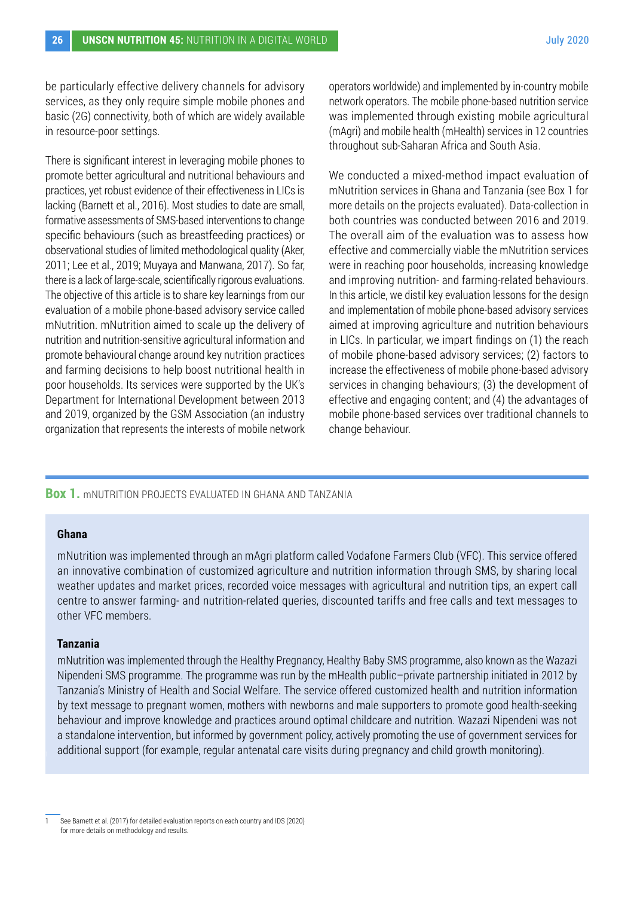be particularly effective delivery channels for advisory services, as they only require simple mobile phones and basic (2G) connectivity, both of which are widely available in resource-poor settings.

There is significant interest in leveraging mobile phones to promote better agricultural and nutritional behaviours and practices, yet robust evidence of their effectiveness in LICs is lacking (Barnett et al., 2016). Most studies to date are small, formative assessments of SMS-based interventions to change specific behaviours (such as breastfeeding practices) or observational studies of limited methodological quality (Aker, 2011; Lee et al., 2019; Muyaya and Manwana, 2017). So far, there is a lack of large-scale, scientifically rigorous evaluations. The objective of this article is to share key learnings from our evaluation of a mobile phone-based advisory service called mNutrition. mNutrition aimed to scale up the delivery of nutrition and nutrition-sensitive agricultural information and promote behavioural change around key nutrition practices and farming decisions to help boost nutritional health in poor households. Its services were supported by the UK's Department for International Development between 2013 and 2019, organized by the GSM Association (an industry organization that represents the interests of mobile network operators worldwide) and implemented by in-country mobile network operators. The mobile phone-based nutrition service was implemented through existing mobile agricultural (mAgri) and mobile health (mHealth) services in 12 countries throughout sub-Saharan Africa and South Asia.

We conducted a mixed-method impact evaluation of mNutrition services in Ghana and Tanzania (see Box 1 for more details on the projects evaluated). Data-collection in both countries was conducted between 2016 and 2019. The overall aim of the evaluation was to assess how effective and commercially viable the mNutrition services were in reaching poor households, increasing knowledge and improving nutrition- and farming-related behaviours. In this article, we distil key evaluation lessons for the design and implementation of mobile phone-based advisory services aimed at improving agriculture and nutrition behaviours in LICs. In particular, we impart findings on (1) the reach of mobile phone-based advisory services; (2) factors to increase the effectiveness of mobile phone-based advisory services in changing behaviours; (3) the development of effective and engaging content; and (4) the advantages of mobile phone-based services over traditional channels to change behaviour.

**Box 1.** mNUTRITION PROJECTS EVALUATED IN GHANA AND TANZANIA

**Ghana**

mNutrition was implemented through an mAgri platform called Vodafone Farmers Club (VFC). This service offered an innovative combination of customized agriculture and nutrition information through SMS, by sharing local weather updates and market prices, recorded voice messages with agricultural and nutrition tips, an expert call centre to answer farming- and nutrition-related queries, discounted tariffs and free calls and text messages to other VFC members.

**Tanzania**

mNutrition was implemented through the Healthy Pregnancy, Healthy Baby SMS programme, also known as the Wazazi Nipendeni SMS programme. The programme was run by the mHealth public–private partnership initiated in 2012 by Tanzania's Ministry of Health and Social Welfare. The service offered customized health and nutrition information by text message to pregnant women, mothers with newborns and male supporters to promote good health-seeking behaviour and improve knowledge and practices around optimal childcare and nutrition. Wazazi Nipendeni was not a standalone intervention, but informed by government policy, actively promoting the use of government services for additional support (for example, regular antenatal care visits during pregnancy and child growth monitoring).[1]

---

1 See Barnett et al. (2017) for detailed evaluation reports on each country and IDS (2020) for more details on methodology and results.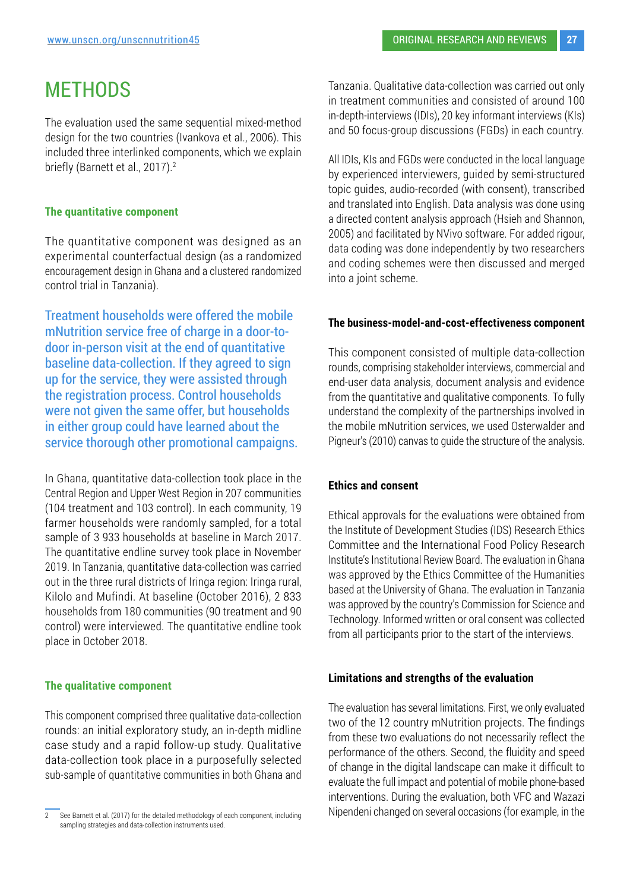# METHODS

The evaluation used the same sequential mixed-method design for the two countries (Ivankova et al., 2006). This included three interlinked components, which we explain briefly (Barnett et al., 2017).[2]

### The quantitative component

The quantitative component was designed as an experimental counterfactual design (as a randomized encouragement design in Ghana and a clustered randomized control trial in Tanzania).

Treatment households were offered the mobile mNutrition service free of charge in a door-to-door in-person visit at the end of quantitative baseline data-collection. If they agreed to sign up for the service, they were assisted through the registration process. Control households were not given the same offer, but households in either group could have learned about the service thorough other promotional campaigns.

In Ghana, quantitative data-collection took place in the Central Region and Upper West Region in 207 communities (104 treatment and 103 control). In each community, 19 farmer households were randomly sampled, for a total sample of 3 933 households at baseline in March 2017. The quantitative endline survey took place in November 2019. In Tanzania, quantitative data-collection was carried out in the three rural districts of Iringa region: Iringa rural, Kilolo and Mufindi. At baseline (October 2016), 2 833 households from 180 communities (90 treatment and 90 control) were interviewed. The quantitative endline took place in October 2018.

### The qualitative component

This component comprised three qualitative data-collection rounds: an initial exploratory study, an in-depth midline case study and a rapid follow-up study. Qualitative data-collection took place in a purposefully selected sub-sample of quantitative communities in both Ghana and Tanzania. Qualitative data-collection was carried out only in treatment communities and consisted of around 100 in-depth-interviews (IDIs), 20 key informant interviews (KIs) and 50 focus-group discussions (FGDs) in each country.

All IDIs, KIs and FGDs were conducted in the local language by experienced interviewers, guided by semi-structured topic guides, audio-recorded (with consent), transcribed and translated into English. Data analysis was done using a directed content analysis approach (Hsieh and Shannon, 2005) and facilitated by NVivo software. For added rigour, data coding was done independently by two researchers and coding schemes were then discussed and merged into a joint scheme.

### The business-model-and-cost-effectiveness component

This component consisted of multiple data-collection rounds, comprising stakeholder interviews, commercial and end-user data analysis, document analysis and evidence from the quantitative and qualitative components. To fully understand the complexity of the partnerships involved in the mobile mNutrition services, we used Osterwalder and Pigneur's (2010) canvas to guide the structure of the analysis.

### Ethics and consent

Ethical approvals for the evaluations were obtained from the Institute of Development Studies (IDS) Research Ethics Committee and the International Food Policy Research Institute's Institutional Review Board. The evaluation in Ghana was approved by the Ethics Committee of the Humanities based at the University of Ghana. The evaluation in Tanzania was approved by the country's Commission for Science and Technology. Informed written or oral consent was collected from all participants prior to the start of the interviews.

### Limitations and strengths of the evaluation

The evaluation has several limitations. First, we only evaluated two of the 12 country mNutrition projects. The findings from these two evaluations do not necessarily reflect the performance of the others. Second, the fluidity and speed of change in the digital landscape can make it difficult to evaluate the full impact and potential of mobile phone-based interventions. During the evaluation, both VFC and Wazazi Nipendeni changed on several occasions (for example, in the

---

[2] See Barnett et al. (2017) for the detailed methodology of each component, including sampling strategies and data-collection instruments used.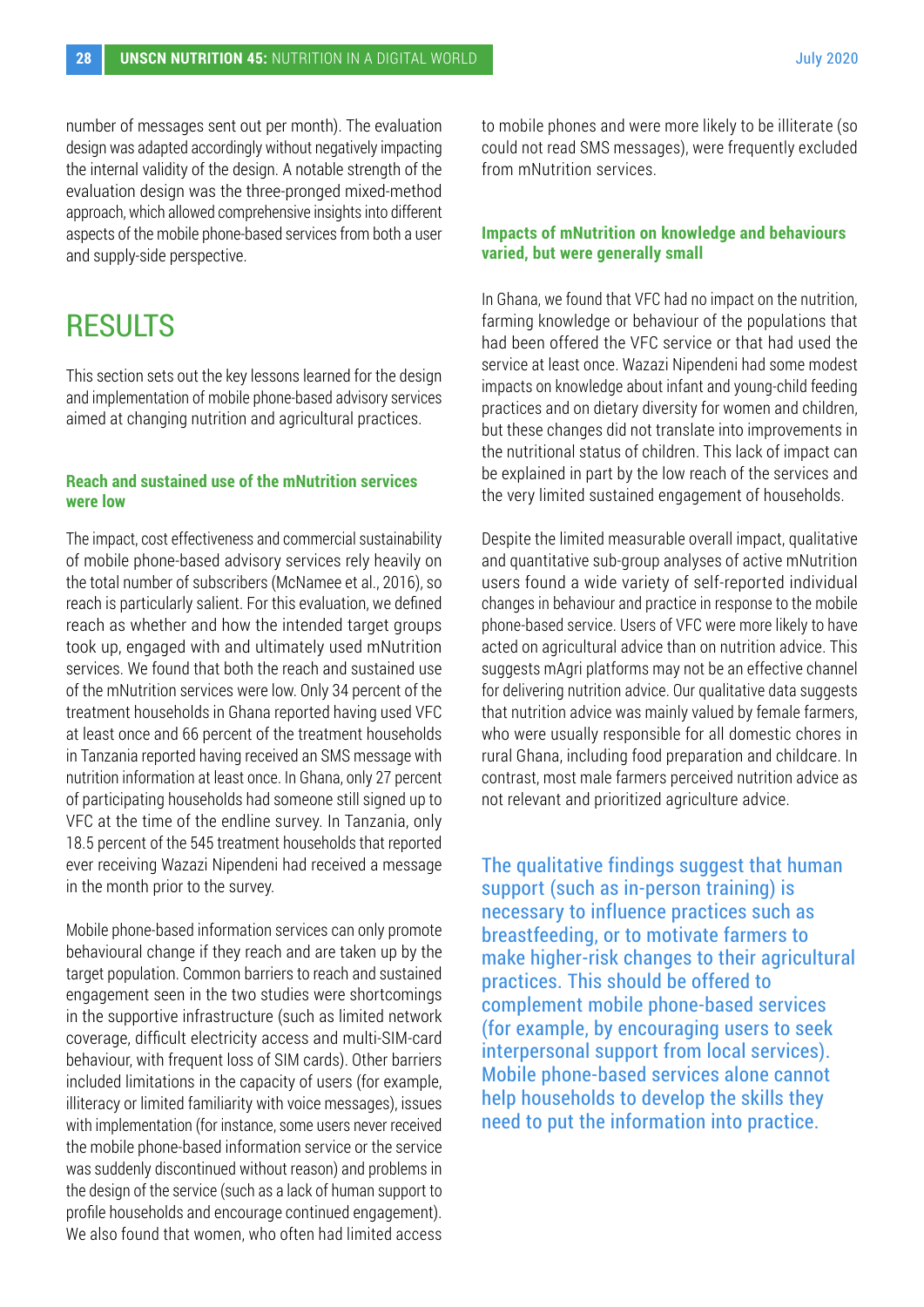number of messages sent out per month). The evaluation design was adapted accordingly without negatively impacting the internal validity of the design. A notable strength of the evaluation design was the three-pronged mixed-method approach, which allowed comprehensive insights into different aspects of the mobile phone-based services from both a user and supply-side perspective.

# RESULTS

This section sets out the key lessons learned for the design and implementation of mobile phone-based advisory services aimed at changing nutrition and agricultural practices.

### Reach and sustained use of the mNutrition services were low

The impact, cost effectiveness and commercial sustainability of mobile phone-based advisory services rely heavily on the total number of subscribers (McNamee et al., 2016), so reach is particularly salient. For this evaluation, we defined reach as whether and how the intended target groups took up, engaged with and ultimately used mNutrition services. We found that both the reach and sustained use of the mNutrition services were low. Only 34 percent of the treatment households in Ghana reported having used VFC at least once and 66 percent of the treatment households in Tanzania reported having received an SMS message with nutrition information at least once. In Ghana, only 27 percent of participating households had someone still signed up to VFC at the time of the endline survey. In Tanzania, only 18.5 percent of the 545 treatment households that reported ever receiving Wazazi Nipendeni had received a message in the month prior to the survey.

Mobile phone-based information services can only promote behavioural change if they reach and are taken up by the target population. Common barriers to reach and sustained engagement seen in the two studies were shortcomings in the supportive infrastructure (such as limited network coverage, difficult electricity access and multi-SIM-card behaviour, with frequent loss of SIM cards). Other barriers included limitations in the capacity of users (for example, illiteracy or limited familiarity with voice messages), issues with implementation (for instance, some users never received the mobile phone-based information service or the service was suddenly discontinued without reason) and problems in the design of the service (such as a lack of human support to profile households and encourage continued engagement). We also found that women, who often had limited access to mobile phones and were more likely to be illiterate (so could not read SMS messages), were frequently excluded from mNutrition services.

### Impacts of mNutrition on knowledge and behaviours varied, but were generally small

In Ghana, we found that VFC had no impact on the nutrition, farming knowledge or behaviour of the populations that had been offered the VFC service or that had used the service at least once. Wazazi Nipendeni had some modest impacts on knowledge about infant and young-child feeding practices and on dietary diversity for women and children, but these changes did not translate into improvements in the nutritional status of children. This lack of impact can be explained in part by the low reach of the services and the very limited sustained engagement of households.

Despite the limited measurable overall impact, qualitative and quantitative sub-group analyses of active mNutrition users found a wide variety of self-reported individual changes in behaviour and practice in response to the mobile phone-based service. Users of VFC were more likely to have acted on agricultural advice than on nutrition advice. This suggests mAgri platforms may not be an effective channel for delivering nutrition advice. Our qualitative data suggests that nutrition advice was mainly valued by female farmers, who were usually responsible for all domestic chores in rural Ghana, including food preparation and childcare. In contrast, most male farmers perceived nutrition advice as not relevant and prioritized agriculture advice.

The qualitative findings suggest that human support (such as in-person training) is necessary to influence practices such as breastfeeding, or to motivate farmers to make higher-risk changes to their agricultural practices. This should be offered to complement mobile phone-based services (for example, by encouraging users to seek interpersonal support from local services). Mobile phone-based services alone cannot help households to develop the skills they need to put the information into practice.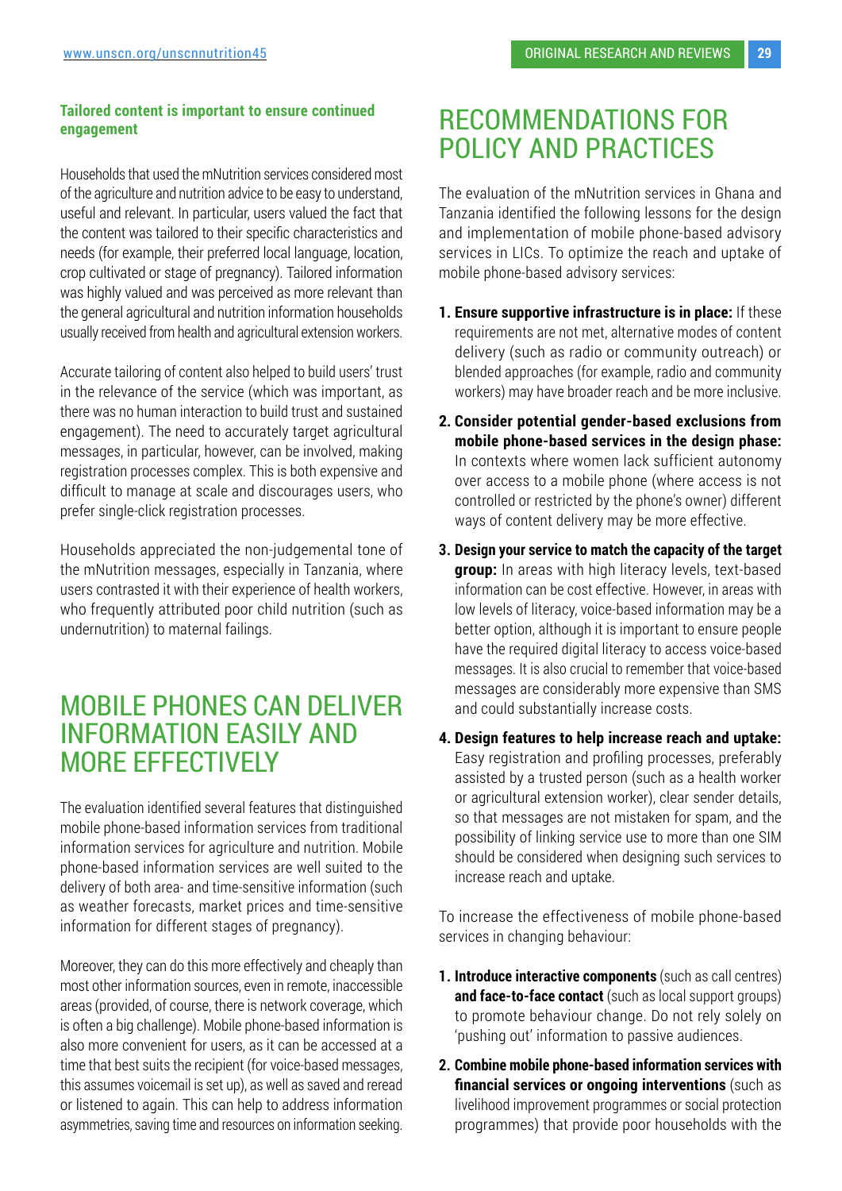**Tailored content is important to ensure continued engagement**

Households that used the mNutrition services considered most of the agriculture and nutrition advice to be easy to understand, useful and relevant. In particular, users valued the fact that the content was tailored to their specific characteristics and needs (for example, their preferred local language, location, crop cultivated or stage of pregnancy). Tailored information was highly valued and was perceived as more relevant than the general agricultural and nutrition information households usually received from health and agricultural extension workers.

Accurate tailoring of content also helped to build users' trust in the relevance of the service (which was important, as there was no human interaction to build trust and sustained engagement). The need to accurately target agricultural messages, in particular, however, can be involved, making registration processes complex. This is both expensive and difficult to manage at scale and discourages users, who prefer single-click registration processes.

Households appreciated the non-judgemental tone of the mNutrition messages, especially in Tanzania, where users contrasted it with their experience of health workers, who frequently attributed poor child nutrition (such as undernutrition) to maternal failings.

## MOBILE PHONES CAN DELIVER INFORMATION EASILY AND MORE EFFECTIVELY

The evaluation identified several features that distinguished mobile phone-based information services from traditional information services for agriculture and nutrition. Mobile phone-based information services are well suited to the delivery of both area- and time-sensitive information (such as weather forecasts, market prices and time-sensitive information for different stages of pregnancy).

Moreover, they can do this more effectively and cheaply than most other information sources, even in remote, inaccessible areas (provided, of course, there is network coverage, which is often a big challenge). Mobile phone-based information is also more convenient for users, as it can be accessed at a time that best suits the recipient (for voice-based messages, this assumes voicemail is set up), as well as saved and reread or listened to again. This can help to address information asymmetries, saving time and resources on information seeking.

## RECOMMENDATIONS FOR POLICY AND PRACTICES

The evaluation of the mNutrition services in Ghana and Tanzania identified the following lessons for the design and implementation of mobile phone-based advisory services in LICs. To optimize the reach and uptake of mobile phone-based advisory services:

1. **Ensure supportive infrastructure is in place:** If these requirements are not met, alternative modes of content delivery (such as radio or community outreach) or blended approaches (for example, radio and community workers) may have broader reach and be more inclusive.
2. **Consider potential gender-based exclusions from mobile phone-based services in the design phase:** In contexts where women lack sufficient autonomy over access to a mobile phone (where access is not controlled or restricted by the phone's owner) different ways of content delivery may be more effective.
3. **Design your service to match the capacity of the target group:** In areas with high literacy levels, text-based information can be cost effective. However, in areas with low levels of literacy, voice-based information may be a better option, although it is important to ensure people have the required digital literacy to access voice-based messages. It is also crucial to remember that voice-based messages are considerably more expensive than SMS and could substantially increase costs.
4. **Design features to help increase reach and uptake:** Easy registration and profiling processes, preferably assisted by a trusted person (such as a health worker or agricultural extension worker), clear sender details, so that messages are not mistaken for spam, and the possibility of linking service use to more than one SIM should be considered when designing such services to increase reach and uptake.

To increase the effectiveness of mobile phone-based services in changing behaviour:

1. **Introduce interactive components** (such as call centres) **and face-to-face contact** (such as local support groups) to promote behaviour change. Do not rely solely on 'pushing out' information to passive audiences.
2. **Combine mobile phone-based information services with financial services or ongoing interventions** (such as livelihood improvement programmes or social protection programmes) that provide poor households with the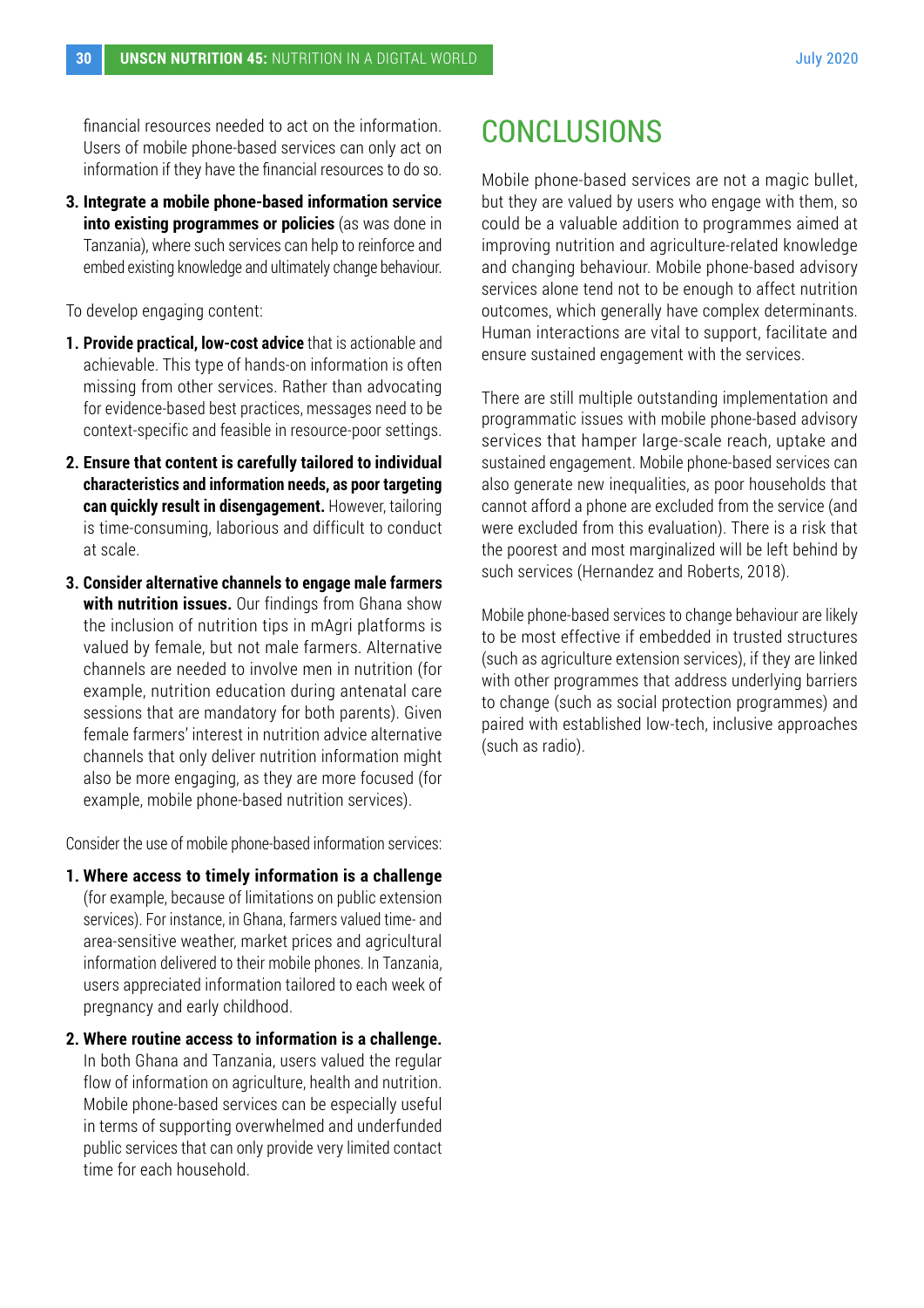financial resources needed to act on the information. Users of mobile phone-based services can only act on information if they have the financial resources to do so.

3. **Integrate a mobile phone-based information service into existing programmes or policies** (as was done in Tanzania), where such services can help to reinforce and embed existing knowledge and ultimately change behaviour.

To develop engaging content:

1. **Provide practical, low-cost advice** that is actionable and achievable. This type of hands-on information is often missing from other services. Rather than advocating for evidence-based best practices, messages need to be context-specific and feasible in resource-poor settings.
2. **Ensure that content is carefully tailored to individual characteristics and information needs, as poor targeting can quickly result in disengagement.** However, tailoring is time-consuming, laborious and difficult to conduct at scale.
3. **Consider alternative channels to engage male farmers with nutrition issues.** Our findings from Ghana show the inclusion of nutrition tips in mAgri platforms is valued by female, but not male farmers. Alternative channels are needed to involve men in nutrition (for example, nutrition education during antenatal care sessions that are mandatory for both parents). Given female farmers' interest in nutrition advice alternative channels that only deliver nutrition information might also be more engaging, as they are more focused (for example, mobile phone-based nutrition services).

Consider the use of mobile phone-based information services:

1. **Where access to timely information is a challenge** (for example, because of limitations on public extension services). For instance, in Ghana, farmers valued time- and area-sensitive weather, market prices and agricultural information delivered to their mobile phones. In Tanzania, users appreciated information tailored to each week of pregnancy and early childhood.
2. **Where routine access to information is a challenge.** In both Ghana and Tanzania, users valued the regular flow of information on agriculture, health and nutrition. Mobile phone-based services can be especially useful in terms of supporting overwhelmed and underfunded public services that can only provide very limited contact time for each household.

# CONCLUSIONS

Mobile phone-based services are not a magic bullet, but they are valued by users who engage with them, so could be a valuable addition to programmes aimed at improving nutrition and agriculture-related knowledge and changing behaviour. Mobile phone-based advisory services alone tend not to be enough to affect nutrition outcomes, which generally have complex determinants. Human interactions are vital to support, facilitate and ensure sustained engagement with the services.

There are still multiple outstanding implementation and programmatic issues with mobile phone-based advisory services that hamper large-scale reach, uptake and sustained engagement. Mobile phone-based services can also generate new inequalities, as poor households that cannot afford a phone are excluded from the service (and were excluded from this evaluation). There is a risk that the poorest and most marginalized will be left behind by such services (Hernandez and Roberts, 2018).

Mobile phone-based services to change behaviour are likely to be most effective if embedded in trusted structures (such as agriculture extension services), if they are linked with other programmes that address underlying barriers to change (such as social protection programmes) and paired with established low-tech, inclusive approaches (such as radio).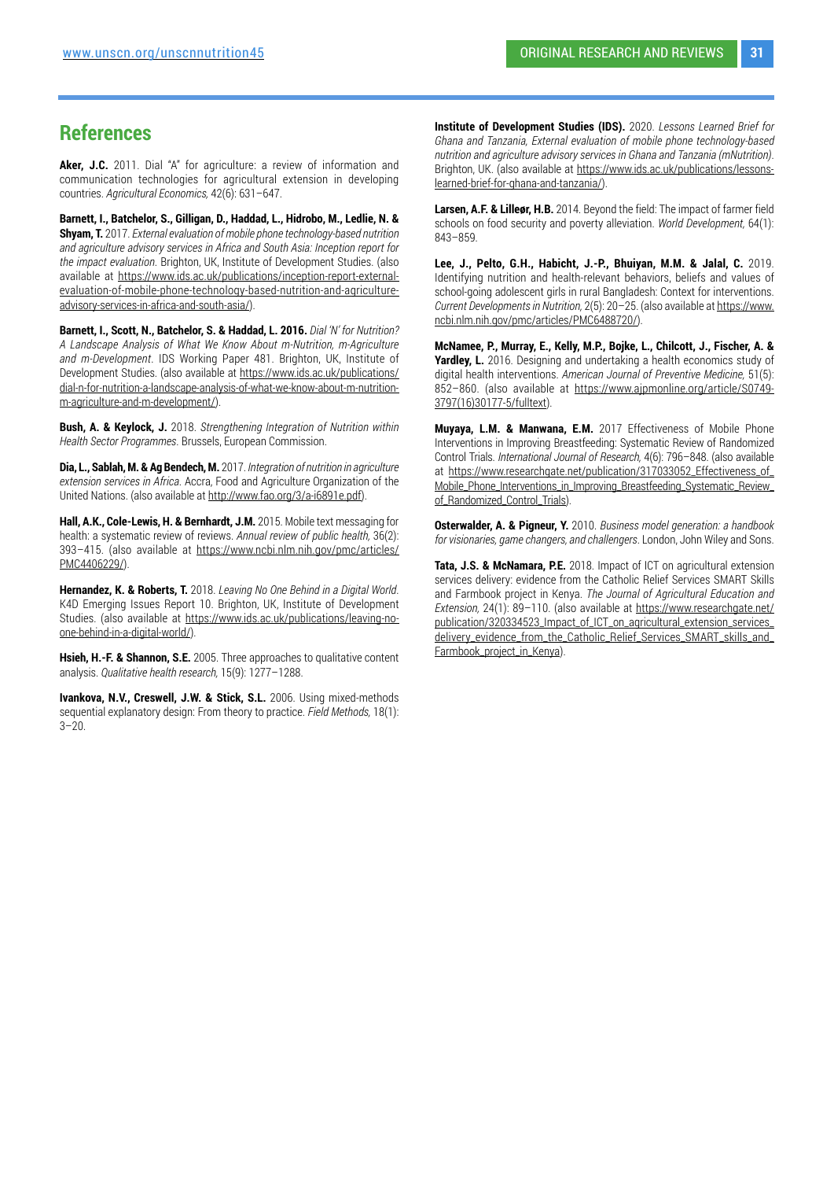## References

**Aker, J.C.** 2011. Dial "A" for agriculture: a review of information and communication technologies for agricultural extension in developing countries. *Agricultural Economics,* 42(6): 631–647.

**Barnett, I., Batchelor, S., Gilligan, D., Haddad, L., Hidrobo, M., Ledlie, N. & Shyam, T.** 2017. *External evaluation of mobile phone technology-based nutrition and agriculture advisory services in Africa and South Asia: Inception report for the impact evaluation.* Brighton, UK, Institute of Development Studies. (also available at https://www.ids.ac.uk/publications/inception-report-external-evaluation-of-mobile-phone-technology-based-nutrition-and-agriculture-advisory-services-in-africa-and-south-asia/).

**Barnett, I., Scott, N., Batchelor, S. & Haddad, L. 2016.** *Dial 'N' for Nutrition? A Landscape Analysis of What We Know About m-Nutrition, m-Agriculture and m-Development*. IDS Working Paper 481. Brighton, UK, Institute of Development Studies. (also available at https://www.ids.ac.uk/publications/dial-n-for-nutrition-a-landscape-analysis-of-what-we-know-about-m-nutrition-m-agriculture-and-m-development/).

**Bush, A. & Keylock, J.** 2018. *Strengthening Integration of Nutrition within Health Sector Programmes*. Brussels, European Commission.

**Dia, L., Sablah, M. & Ag Bendech, M.** 2017. *Integration of nutrition in agriculture extension services in Africa.* Accra, Food and Agriculture Organization of the United Nations. (also available at http://www.fao.org/3/a-i6891e.pdf).

**Hall, A.K., Cole-Lewis, H. & Bernhardt, J.M.** 2015. Mobile text messaging for health: a systematic review of reviews. *Annual review of public health,* 36(2): 393–415. (also available at https://www.ncbi.nlm.nih.gov/pmc/articles/PMC4406229/).

**Hernandez, K. & Roberts, T.** 2018. *Leaving No One Behind in a Digital World.* K4D Emerging Issues Report 10. Brighton, UK, Institute of Development Studies. (also available at https://www.ids.ac.uk/publications/leaving-no-one-behind-in-a-digital-world/).

**Hsieh, H.-F. & Shannon, S.E.** 2005. Three approaches to qualitative content analysis. *Qualitative health research,* 15(9): 1277–1288.

**Ivankova, N.V., Creswell, J.W. & Stick, S.L.** 2006. Using mixed-methods sequential explanatory design: From theory to practice. *Field Methods,* 18(1): 3–20.

**Institute of Development Studies (IDS).** 2020. *Lessons Learned Brief for Ghana and Tanzania, External evaluation of mobile phone technology-based nutrition and agriculture advisory services in Ghana and Tanzania (mNutrition).* Brighton, UK. (also available at https://www.ids.ac.uk/publications/lessons-learned-brief-for-ghana-and-tanzania/).

**Larsen, A.F. & Lilleør, H.B.** 2014. Beyond the field: The impact of farmer field schools on food security and poverty alleviation. *World Development,* 64(1): 843–859.

**Lee, J., Pelto, G.H., Habicht, J.-P., Bhuiyan, M.M. & Jalal, C.** 2019. Identifying nutrition and health-relevant behaviors, beliefs and values of school-going adolescent girls in rural Bangladesh: Context for interventions. *Current Developments in Nutrition,* 2(5): 20–25. (also available at https://www.ncbi.nlm.nih.gov/pmc/articles/PMC6488720/).

**McNamee, P., Murray, E., Kelly, M.P., Bojke, L., Chilcott, J., Fischer, A. & Yardley, L.** 2016. Designing and undertaking a health economics study of digital health interventions. *American Journal of Preventive Medicine,* 51(5): 852–860. (also available at https://www.ajpmonline.org/article/S0749-3797(16)30177-5/fulltext).

**Muyaya, L.M. & Manwana, E.M.** 2017 Effectiveness of Mobile Phone Interventions in Improving Breastfeeding: Systematic Review of Randomized Control Trials. *International Journal of Research,* 4(6): 796–848. (also available at https://www.researchgate.net/publication/317033052_Effectiveness_of_Mobile_Phone_Interventions_in_Improving_Breastfeeding_Systematic_Review_of_Randomized_Control_Trials).

**Osterwalder, A. & Pigneur, Y.** 2010. *Business model generation: a handbook for visionaries, game changers, and challengers*. London, John Wiley and Sons.

**Tata, J.S. & McNamara, P.E.** 2018. Impact of ICT on agricultural extension services delivery: evidence from the Catholic Relief Services SMART Skills and Farmbook project in Kenya. *The Journal of Agricultural Education and Extension,* 24(1): 89–110. (also available at https://www.researchgate.net/publication/320334523_Impact_of_ICT_on_agricultural_extension_services_delivery_evidence_from_the_Catholic_Relief_Services_SMART_skills_and_Farmbook_project_in_Kenya).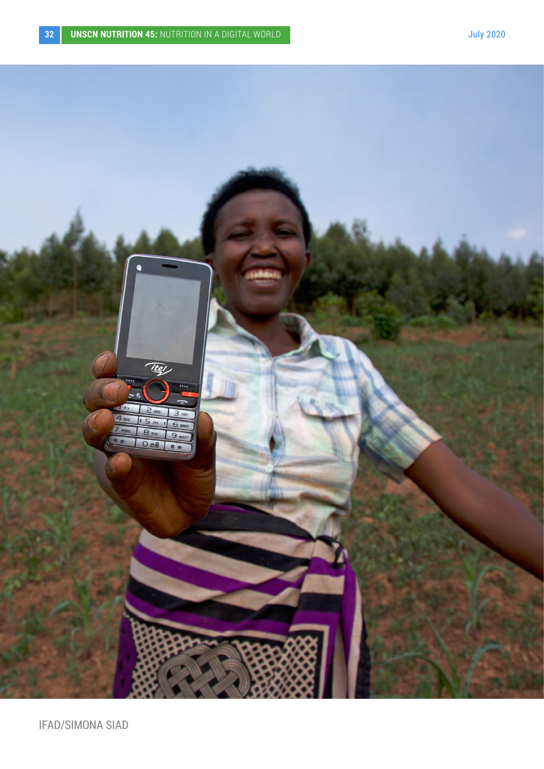IFAD/SIMONA SIAD